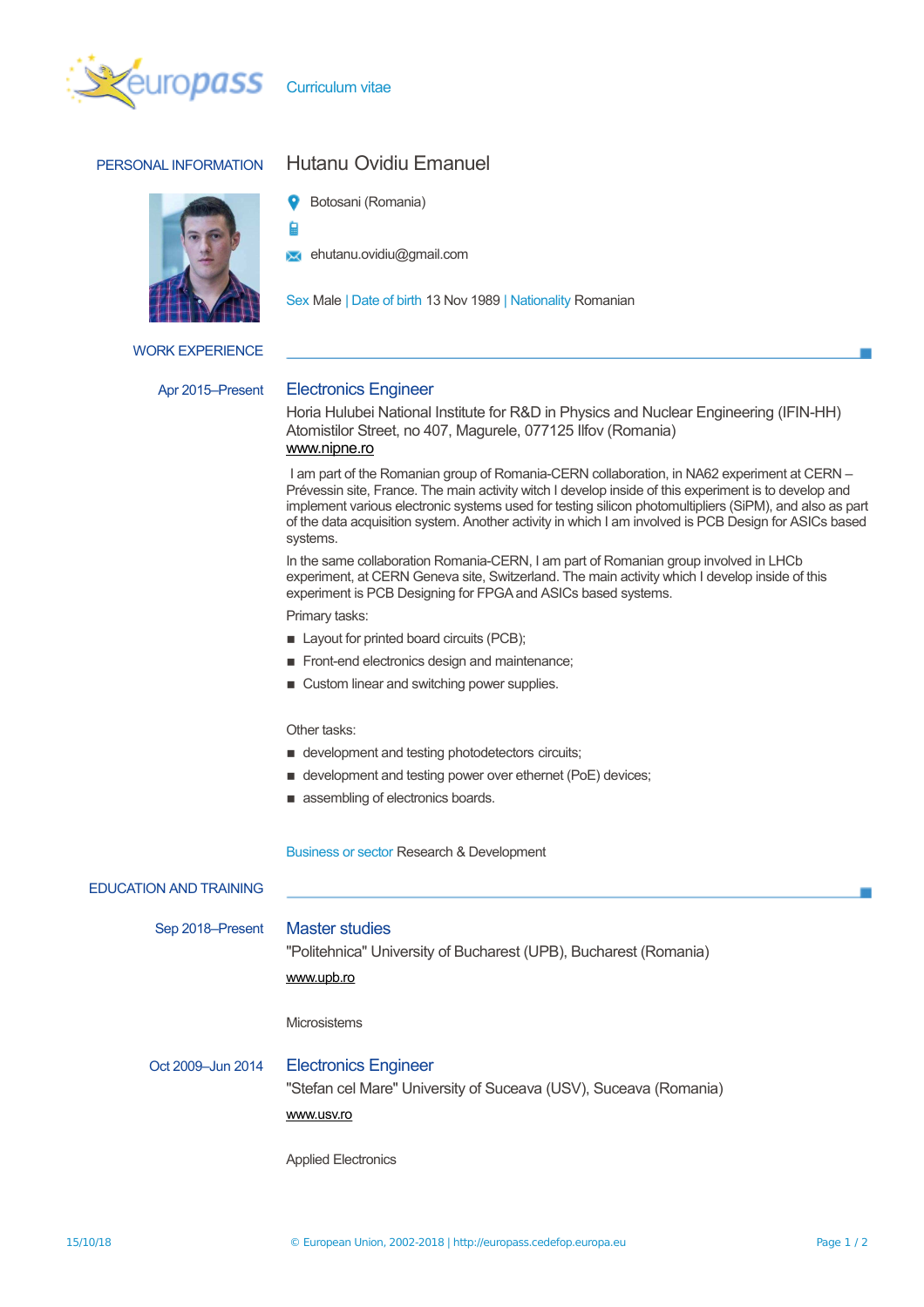Curriculum vitae

## PERSONAL INFORMATION

# Hutanu Ovidiu Emanuel

Botosani (Romania)

ehutanu.ovidiu@gmail.com

Sex Male | Date of birth 13 Nov 1989 | Nationality Romanian

## WORK EXPERIENCE

**Apr 2015–Present**

### Electronics Engineer

Horia Hulubei National Institute for R&D in Physics and Nuclear Engineering (IFIN-HH)
Atomistilor Street, no 407, Magurele, 077125 Ilfov (Romania)
www.nipne.ro

I am part of the Romanian group of Romania-CERN collaboration, in NA62 experiment at CERN – Prévessin site, France. The main activity witch I develop inside of this experiment is to develop and implement various electronic systems used for testing silicon photomultipliers (SiPM), and also as part of the data acquisition system. Another activity in which I am involved is PCB Design for ASICs based systems.

In the same collaboration Romania-CERN, I am part of Romanian group involved in LHCb experiment, at CERN Geneva site, Switzerland. The main activity which I develop inside of this experiment is PCB Designing for FPGA and ASICs based systems.

Primary tasks:

- Layout for printed board circuits (PCB);
- Front-end electronics design and maintenance;
- Custom linear and switching power supplies.

Other tasks:

- development and testing photodetectors circuits;
- development and testing power over ethernet (PoE) devices;
- assembling of electronics boards.

Business or sector Research & Development

## EDUCATION AND TRAINING

**Sep 2018–Present**

### Master studies

"Politehnica" University of Bucharest (UPB), Bucharest (Romania)

www.upb.ro

Microsistems

**Oct 2009–Jun 2014**

### Electronics Engineer

"Stefan cel Mare" University of Suceava (USV), Suceava (Romania)

www.usv.ro

Applied Electronics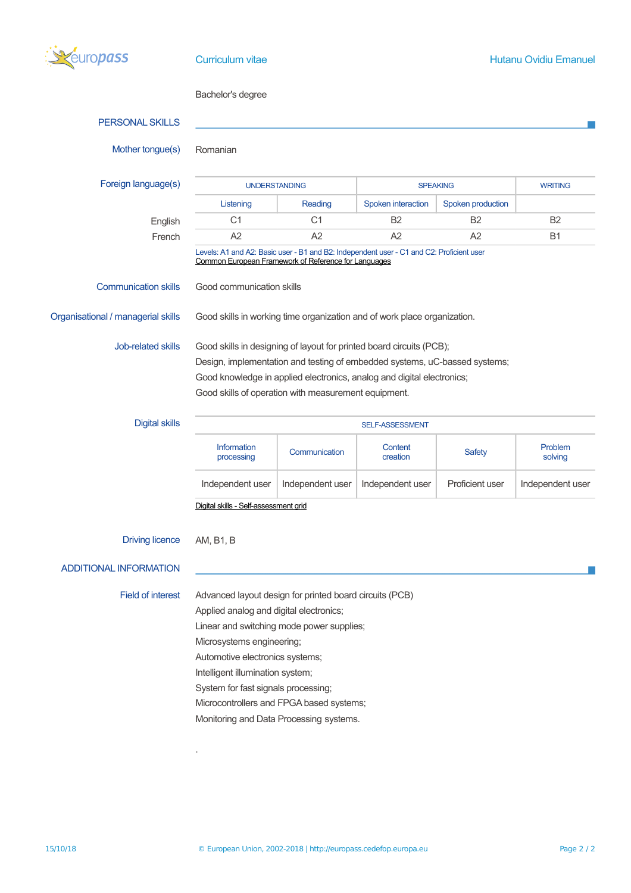Bachelor's degree

## PERSONAL SKILLS

**Mother tongue(s)** Romanian

**Foreign language(s)**

| | UNDERSTANDING | | SPEAKING | | WRITING |
|---|---|---|---|---|---|
| | Listening | Reading | Spoken interaction | Spoken production | |
| English | C1 | C1 | B2 | B2 | B2 |
| French | A2 | A2 | A2 | A2 | B1 |

Levels: A1 and A2: Basic user - B1 and B2: Independent user - C1 and C2: Proficient user
Common European Framework of Reference for Languages

**Communication skills** Good communication skills

**Organisational / managerial skills** Good skills in working time organization and of work place organization.

**Job-related skills**

Good skills in designing of layout for printed board circuits (PCB);
Design, implementation and testing of embedded systems, uC-based systems;
Good knowledge in applied electronics, analog and digital electronics;
Good skills of operation with measurement equipment.

**Digital skills**

| SELF-ASSESSMENT | | | | |
|---|---|---|---|---|
| Information processing | Communication | Content creation | Safety | Problem solving |
| Independent user | Independent user | Independent user | Proficient user | Independent user |

Digital skills - Self-assessment grid

**Driving licence** AM, B1, B

## ADDITIONAL INFORMATION

**Field of interest**

Advanced layout design for printed board circuits (PCB)
Applied analog and digital electronics;
Linear and switching mode power supplies;
Microsystems engineering;
Automotive electronics systems;
Intelligent illumination system;
System for fast signals processing;
Microcontrollers and FPGA based systems;
Monitoring and Data Processing systems.

.